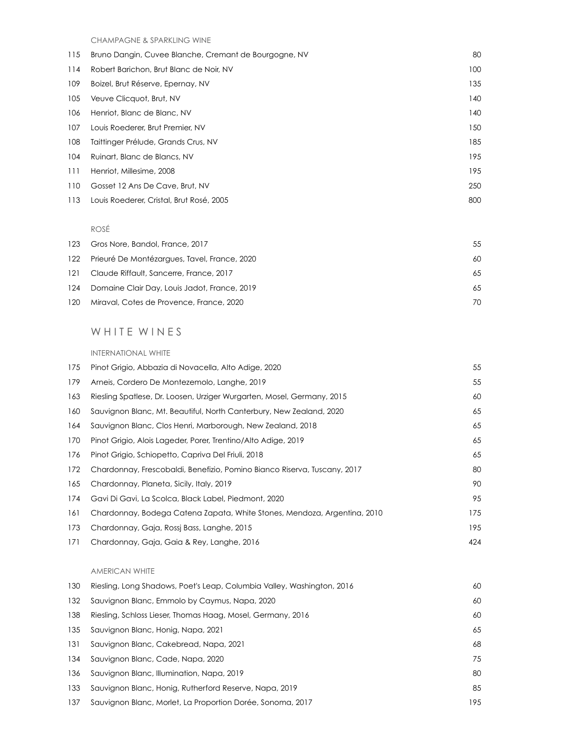### CHAMPAGNE & SPARKLING WINE

| | | |
|---|---|---|
| 115 | Bruno Dangin, Cuvee Blanche, Cremant de Bourgogne, NV | 80 |
| 114 | Robert Barichon, Brut Blanc de Noir, NV | 100 |
| 109 | Boizel, Brut Réserve, Epernay, NV | 135 |
| 105 | Veuve Clicquot, Brut, NV | 140 |
| 106 | Henriot, Blanc de Blanc, NV | 140 |
| 107 | Louis Roederer, Brut Premier, NV | 150 |
| 108 | Taittinger Prélude, Grands Crus, NV | 185 |
| 104 | Ruinart, Blanc de Blancs, NV | 195 |
| 111 | Henriot, Millesime, 2008 | 195 |
| 110 | Gosset 12 Ans De Cave, Brut, NV | 250 |
| 113 | Louis Roederer, Cristal, Brut Rosé, 2005 | 800 |

### ROSÉ

| | | |
|---|---|---|
| 123 | Gros Nore, Bandol, France, 2017 | 55 |
| 122 | Prieuré De Montézargues, Tavel, France, 2020 | 60 |
| 121 | Claude Riffault, Sancerre, France, 2017 | 65 |
| 124 | Domaine Clair Day, Louis Jadot, France, 2019 | 65 |
| 120 | Miraval, Cotes de Provence, France, 2020 | 70 |

## WHITE WINES

### INTERNATIONAL WHITE

| | | |
|---|---|---|
| 175 | Pinot Grigio, Abbazia di Novacella, Alto Adige, 2020 | 55 |
| 179 | Arneis, Cordero De Montezemolo, Langhe, 2019 | 55 |
| 163 | Riesling Spatlese, Dr. Loosen, Urziger Wurgarten, Mosel, Germany, 2015 | 60 |
| 160 | Sauvignon Blanc, Mt. Beautiful, North Canterbury, New Zealand, 2020 | 65 |
| 164 | Sauvignon Blanc, Clos Henri, Marborough, New Zealand, 2018 | 65 |
| 170 | Pinot Grigio, Alois Lageder, Porer, Trentino/Alto Adige, 2019 | 65 |
| 176 | Pinot Grigio, Schiopetto, Capriva Del Friuli, 2018 | 65 |
| 172 | Chardonnay, Frescobaldi, Benefizio, Pomino Bianco Riserva, Tuscany, 2017 | 80 |
| 165 | Chardonnay, Planeta, Sicily, Italy, 2019 | 90 |
| 174 | Gavi Di Gavi, La Scolca, Black Label, Piedmont, 2020 | 95 |
| 161 | Chardonnay, Bodega Catena Zapata, White Stones, Mendoza, Argentina, 2010 | 175 |
| 173 | Chardonnay, Gaja, Rossj Bass, Langhe, 2015 | 195 |
| 171 | Chardonnay, Gaja, Gaia & Rey, Langhe, 2016 | 424 |

### AMERICAN WHITE

| | | |
|---|---|---|
| 130 | Riesling, Long Shadows, Poet's Leap, Columbia Valley, Washington, 2016 | 60 |
| 132 | Sauvignon Blanc, Emmolo by Caymus, Napa, 2020 | 60 |
| 138 | Riesling, Schloss Lieser, Thomas Haag, Mosel, Germany, 2016 | 60 |
| 135 | Sauvignon Blanc, Honig, Napa, 2021 | 65 |
| 131 | Sauvignon Blanc, Cakebread, Napa, 2021 | 68 |
| 134 | Sauvignon Blanc, Cade, Napa, 2020 | 75 |
| 136 | Sauvignon Blanc, Illumination, Napa, 2019 | 80 |
| 133 | Sauvignon Blanc, Honig, Rutherford Reserve, Napa, 2019 | 85 |
| 137 | Sauvignon Blanc, Morlet, La Proportion Dorée, Sonoma, 2017 | 195 |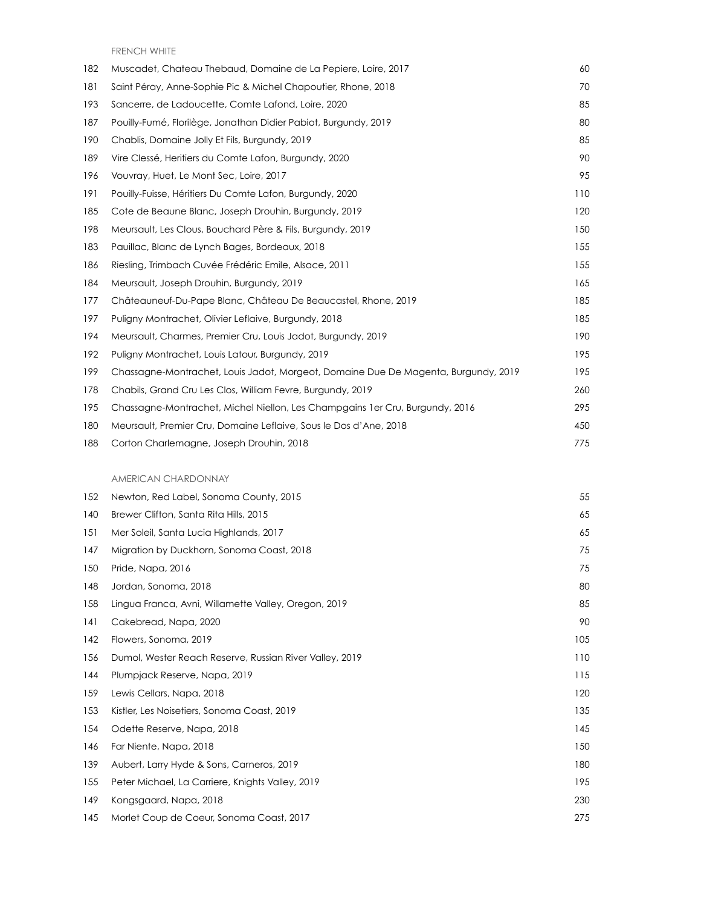## FRENCH WHITE

| | | |
|---|---|---|
| 182 | Muscadet, Chateau Thebaud, Domaine de La Pepiere, Loire, 2017 | 60 |
| 181 | Saint Péray, Anne-Sophie Pic & Michel Chapoutier, Rhone, 2018 | 70 |
| 193 | Sancerre, de Ladoucette, Comte Lafond, Loire, 2020 | 85 |
| 187 | Pouilly-Fumé, Florilège, Jonathan Didier Pabiot, Burgundy, 2019 | 80 |
| 190 | Chablis, Domaine Jolly Et Fils, Burgundy, 2019 | 85 |
| 189 | Vire Clessé, Heritiers du Comte Lafon, Burgundy, 2020 | 90 |
| 196 | Vouvray, Huet, Le Mont Sec, Loire, 2017 | 95 |
| 191 | Pouilly-Fuisse, Héritiers Du Comte Lafon, Burgundy, 2020 | 110 |
| 185 | Cote de Beaune Blanc, Joseph Drouhin, Burgundy, 2019 | 120 |
| 198 | Meursault, Les Clous, Bouchard Père & Fils, Burgundy, 2019 | 150 |
| 183 | Pauillac, Blanc de Lynch Bages, Bordeaux, 2018 | 155 |
| 186 | Riesling, Trimbach Cuvée Frédéric Emile, Alsace, 2011 | 155 |
| 184 | Meursault, Joseph Drouhin, Burgundy, 2019 | 165 |
| 177 | Châteauneuf-Du-Pape Blanc, Château De Beaucastel, Rhone, 2019 | 185 |
| 197 | Puligny Montrachet, Olivier Leflaive, Burgundy, 2018 | 185 |
| 194 | Meursault, Charmes, Premier Cru, Louis Jadot, Burgundy, 2019 | 190 |
| 192 | Puligny Montrachet, Louis Latour, Burgundy, 2019 | 195 |
| 199 | Chassagne-Montrachet, Louis Jadot, Morgeot, Domaine Due De Magenta, Burgundy, 2019 | 195 |
| 178 | Chabils, Grand Cru Les Clos, William Fevre, Burgundy, 2019 | 260 |
| 195 | Chassagne-Montrachet, Michel Niellon, Les Champgains 1er Cru, Burgundy, 2016 | 295 |
| 180 | Meursault, Premier Cru, Domaine Leflaive, Sous le Dos d'Ane, 2018 | 450 |
| 188 | Corton Charlemagne, Joseph Drouhin, 2018 | 775 |

## AMERICAN CHARDONNAY

| | | |
|---|---|---|
| 152 | Newton, Red Label, Sonoma County, 2015 | 55 |
| 140 | Brewer Clifton, Santa Rita Hills, 2015 | 65 |
| 151 | Mer Soleil, Santa Lucia Highlands, 2017 | 65 |
| 147 | Migration by Duckhorn, Sonoma Coast, 2018 | 75 |
| 150 | Pride, Napa, 2016 | 75 |
| 148 | Jordan, Sonoma, 2018 | 80 |
| 158 | Lingua Franca, Avni, Willamette Valley, Oregon, 2019 | 85 |
| 141 | Cakebread, Napa, 2020 | 90 |
| 142 | Flowers, Sonoma, 2019 | 105 |
| 156 | Dumol, Wester Reach Reserve, Russian River Valley, 2019 | 110 |
| 144 | Plumpjack Reserve, Napa, 2019 | 115 |
| 159 | Lewis Cellars, Napa, 2018 | 120 |
| 153 | Kistler, Les Noisetiers, Sonoma Coast, 2019 | 135 |
| 154 | Odette Reserve, Napa, 2018 | 145 |
| 146 | Far Niente, Napa, 2018 | 150 |
| 139 | Aubert, Larry Hyde & Sons, Carneros, 2019 | 180 |
| 155 | Peter Michael, La Carriere, Knights Valley, 2019 | 195 |
| 149 | Kongsgaard, Napa, 2018 | 230 |
| 145 | Morlet Coup de Coeur, Sonoma Coast, 2017 | 275 |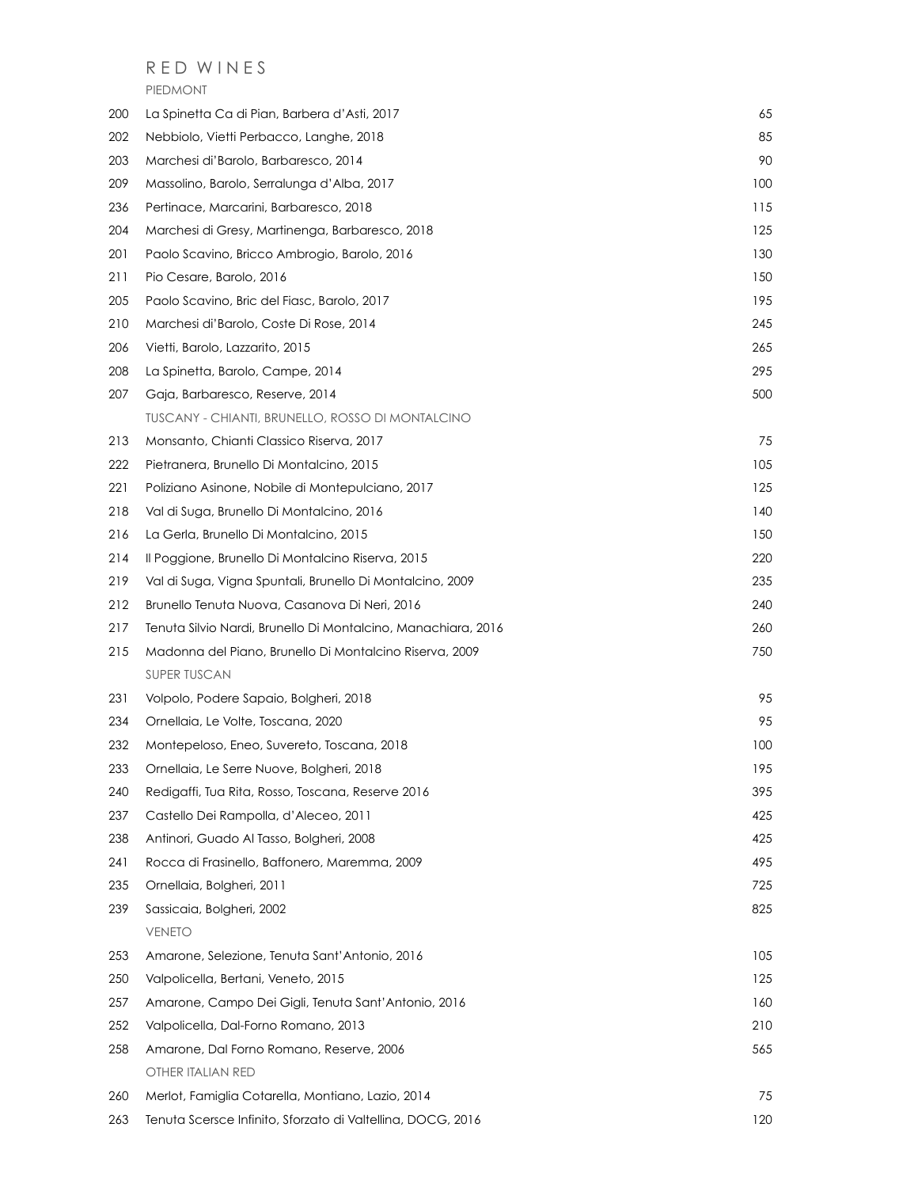# RED WINES

## PIEDMONT

| | | |
|---|---|---|
| 200 | La Spinetta Ca di Pian, Barbera d'Asti, 2017 | 65 |
| 202 | Nebbiolo, Vietti Perbacco, Langhe, 2018 | 85 |
| 203 | Marchesi di'Barolo, Barbaresco, 2014 | 90 |
| 209 | Massolino, Barolo, Serralunga d'Alba, 2017 | 100 |
| 236 | Pertinace, Marcarini, Barbaresco, 2018 | 115 |
| 204 | Marchesi di Gresy, Martinenga, Barbaresco, 2018 | 125 |
| 201 | Paolo Scavino, Bricco Ambrogio, Barolo, 2016 | 130 |
| 211 | Pio Cesare, Barolo, 2016 | 150 |
| 205 | Paolo Scavino, Bric del Fiasc, Barolo, 2017 | 195 |
| 210 | Marchesi di'Barolo, Coste Di Rose, 2014 | 245 |
| 206 | Vietti, Barolo, Lazzarito, 2015 | 265 |
| 208 | La Spinetta, Barolo, Campe, 2014 | 295 |
| 207 | Gaja, Barbaresco, Reserve, 2014 | 500 |

## TUSCANY - CHIANTI, BRUNELLO, ROSSO DI MONTALCINO

| | | |
|---|---|---|
| 213 | Monsanto, Chianti Classico Riserva, 2017 | 75 |
| 222 | Pietranera, Brunello Di Montalcino, 2015 | 105 |
| 221 | Poliziano Asinone, Nobile di Montepulciano, 2017 | 125 |
| 218 | Val di Suga, Brunello Di Montalcino, 2016 | 140 |
| 216 | La Gerla, Brunello Di Montalcino, 2015 | 150 |
| 214 | Il Poggione, Brunello Di Montalcino Riserva, 2015 | 220 |
| 219 | Val di Suga, Vigna Spuntali, Brunello Di Montalcino, 2009 | 235 |
| 212 | Brunello Tenuta Nuova, Casanova Di Neri, 2016 | 240 |
| 217 | Tenuta Silvio Nardi, Brunello Di Montalcino, Manachiara, 2016 | 260 |
| 215 | Madonna del Piano, Brunello Di Montalcino Riserva, 2009 | 750 |

## SUPER TUSCAN

| | | |
|---|---|---|
| 231 | Volpolo, Podere Sapaio, Bolgheri, 2018 | 95 |
| 234 | Ornellaia, Le Volte, Toscana, 2020 | 95 |
| 232 | Montepeloso, Eneo, Suvereto, Toscana, 2018 | 100 |
| 233 | Ornellaia, Le Serre Nuove, Bolgheri, 2018 | 195 |
| 240 | Redigaffi, Tua Rita, Rosso, Toscana, Reserve 2016 | 395 |
| 237 | Castello Dei Rampolla, d'Aleceo, 2011 | 425 |
| 238 | Antinori, Guado Al Tasso, Bolgheri, 2008 | 425 |
| 241 | Rocca di Frasinello, Baffonero, Maremma, 2009 | 495 |
| 235 | Ornellaia, Bolgheri, 2011 | 725 |
| 239 | Sassicaia, Bolgheri, 2002 | 825 |

## VENETO

| | | |
|---|---|---|
| 253 | Amarone, Selezione, Tenuta Sant'Antonio, 2016 | 105 |
| 250 | Valpolicella, Bertani, Veneto, 2015 | 125 |
| 257 | Amarone, Campo Dei Gigli, Tenuta Sant'Antonio, 2016 | 160 |
| 252 | Valpolicella, Dal-Forno Romano, 2013 | 210 |
| 258 | Amarone, Dal Forno Romano, Reserve, 2006 | 565 |

## OTHER ITALIAN RED

| | | |
|---|---|---|
| 260 | Merlot, Famiglia Cotarella, Montiano, Lazio, 2014 | 75 |
| 263 | Tenuta Scersce Infinito, Sforzato di Valtellina, DOCG, 2016 | 120 |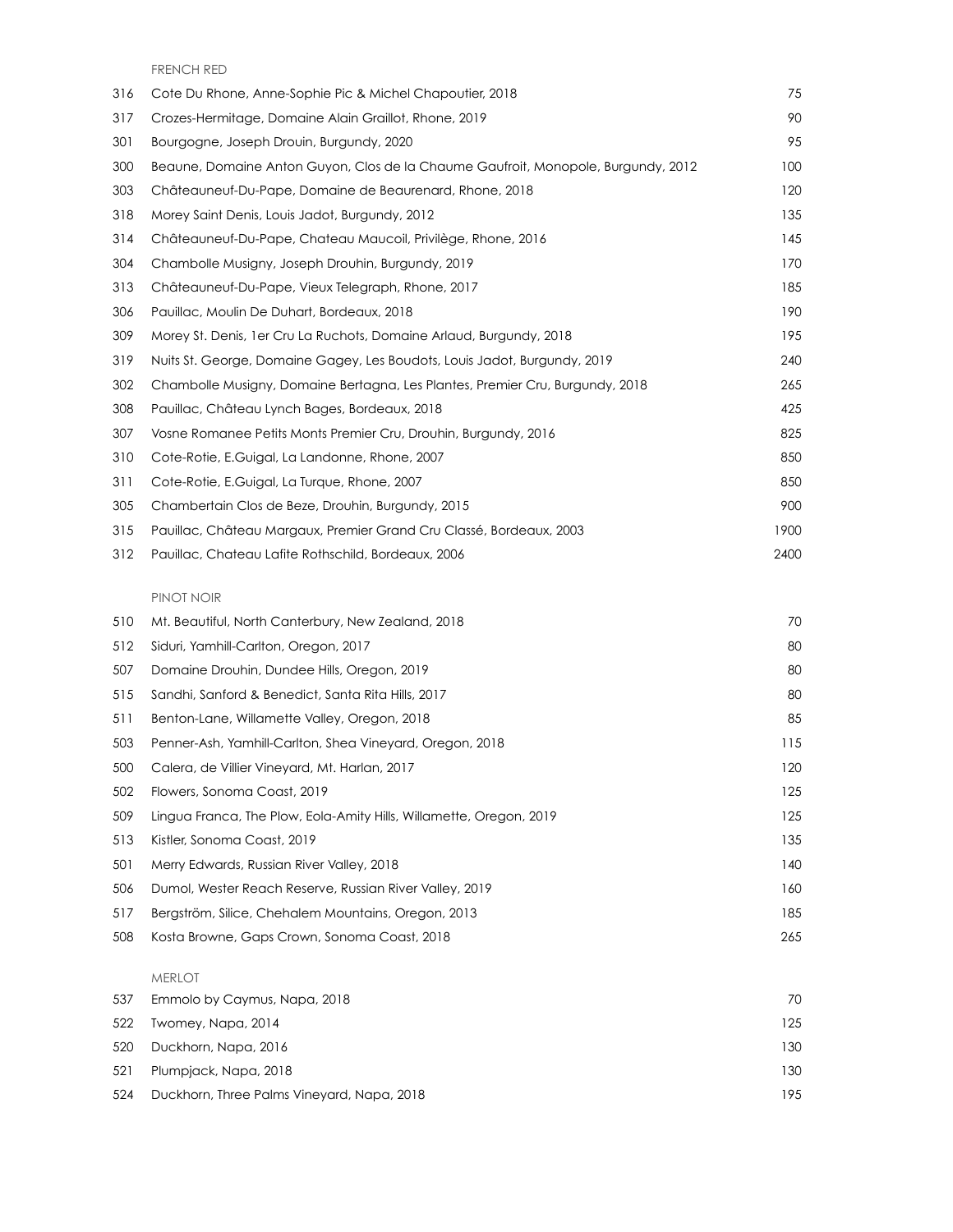## FRENCH RED

| | | |
|---|---|---|
| 316 | Cote Du Rhone, Anne-Sophie Pic & Michel Chapoutier, 2018 | 75 |
| 317 | Crozes-Hermitage, Domaine Alain Graillot, Rhone, 2019 | 90 |
| 301 | Bourgogne, Joseph Drouin, Burgundy, 2020 | 95 |
| 300 | Beaune, Domaine Anton Guyon, Clos de la Chaume Gaufroit, Monopole, Burgundy, 2012 | 100 |
| 303 | Châteauneuf-Du-Pape, Domaine de Beaurenard, Rhone, 2018 | 120 |
| 318 | Morey Saint Denis, Louis Jadot, Burgundy, 2012 | 135 |
| 314 | Châteauneuf-Du-Pape, Chateau Maucoil, Privilège, Rhone, 2016 | 145 |
| 304 | Chambolle Musigny, Joseph Drouhin, Burgundy, 2019 | 170 |
| 313 | Châteauneuf-Du-Pape, Vieux Telegraph, Rhone, 2017 | 185 |
| 306 | Pauillac, Moulin De Duhart, Bordeaux, 2018 | 190 |
| 309 | Morey St. Denis, 1er Cru La Ruchots, Domaine Arlaud, Burgundy, 2018 | 195 |
| 319 | Nuits St. George, Domaine Gagey, Les Boudots, Louis Jadot, Burgundy, 2019 | 240 |
| 302 | Chambolle Musigny, Domaine Bertagna, Les Plantes, Premier Cru, Burgundy, 2018 | 265 |
| 308 | Pauillac, Château Lynch Bages, Bordeaux, 2018 | 425 |
| 307 | Vosne Romanee Petits Monts Premier Cru, Drouhin, Burgundy, 2016 | 825 |
| 310 | Cote-Rotie, E.Guigal, La Landonne, Rhone, 2007 | 850 |
| 311 | Cote-Rotie, E.Guigal, La Turque, Rhone, 2007 | 850 |
| 305 | Chambertain Clos de Beze, Drouhin, Burgundy, 2015 | 900 |
| 315 | Pauillac, Château Margaux, Premier Grand Cru Classé, Bordeaux, 2003 | 1900 |
| 312 | Pauillac, Chateau Lafite Rothschild, Bordeaux, 2006 | 2400 |

## PINOT NOIR

| | | |
|---|---|---|
| 510 | Mt. Beautiful, North Canterbury, New Zealand, 2018 | 70 |
| 512 | Siduri, Yamhill-Carlton, Oregon, 2017 | 80 |
| 507 | Domaine Drouhin, Dundee Hills, Oregon, 2019 | 80 |
| 515 | Sandhi, Sanford & Benedict, Santa Rita Hills, 2017 | 80 |
| 511 | Benton-Lane, Willamette Valley, Oregon, 2018 | 85 |
| 503 | Penner-Ash, Yamhill-Carlton, Shea Vineyard, Oregon, 2018 | 115 |
| 500 | Calera, de Villier Vineyard, Mt. Harlan, 2017 | 120 |
| 502 | Flowers, Sonoma Coast, 2019 | 125 |
| 509 | Lingua Franca, The Plow, Eola-Amity Hills, Willamette, Oregon, 2019 | 125 |
| 513 | Kistler, Sonoma Coast, 2019 | 135 |
| 501 | Merry Edwards, Russian River Valley, 2018 | 140 |
| 506 | Dumol, Wester Reach Reserve, Russian River Valley, 2019 | 160 |
| 517 | Bergström, Silice, Chehalem Mountains, Oregon, 2013 | 185 |
| 508 | Kosta Browne, Gaps Crown, Sonoma Coast, 2018 | 265 |

## MERLOT

| | | |
|---|---|---|
| 537 | Emmolo by Caymus, Napa, 2018 | 70 |
| 522 | Twomey, Napa, 2014 | 125 |
| 520 | Duckhorn, Napa, 2016 | 130 |
| 521 | Plumpjack, Napa, 2018 | 130 |
| 524 | Duckhorn, Three Palms Vineyard, Napa, 2018 | 195 |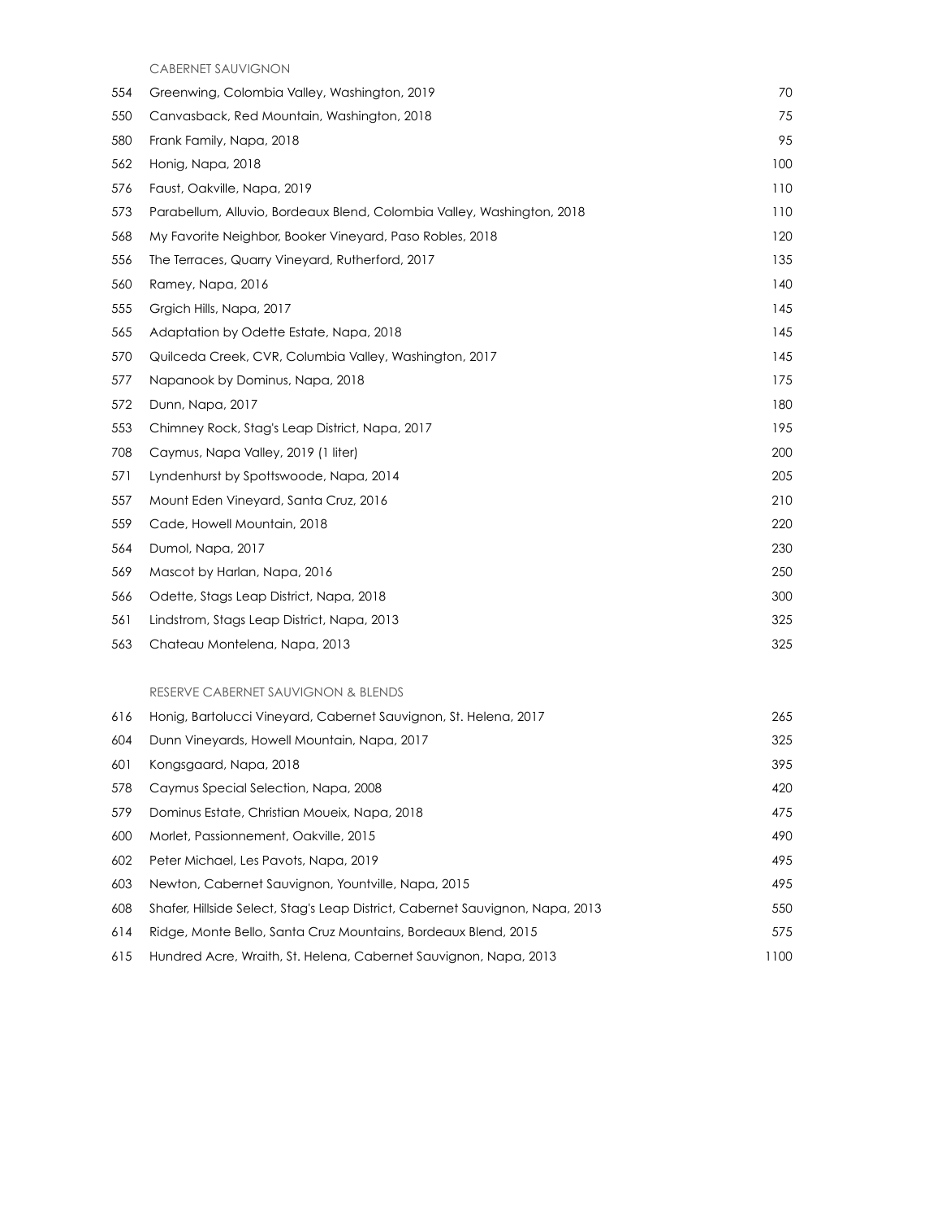## CABERNET SAUVIGNON

| | | |
|---|---|---|
| 554 | Greenwing, Colombia Valley, Washington, 2019 | 70 |
| 550 | Canvasback, Red Mountain, Washington, 2018 | 75 |
| 580 | Frank Family, Napa, 2018 | 95 |
| 562 | Honig, Napa, 2018 | 100 |
| 576 | Faust, Oakville, Napa, 2019 | 110 |
| 573 | Parabellum, Alluvio, Bordeaux Blend, Colombia Valley, Washington, 2018 | 110 |
| 568 | My Favorite Neighbor, Booker Vineyard, Paso Robles, 2018 | 120 |
| 556 | The Terraces, Quarry Vineyard, Rutherford, 2017 | 135 |
| 560 | Ramey, Napa, 2016 | 140 |
| 555 | Grgich Hills, Napa, 2017 | 145 |
| 565 | Adaptation by Odette Estate, Napa, 2018 | 145 |
| 570 | Quilceda Creek, CVR, Columbia Valley, Washington, 2017 | 145 |
| 577 | Napanook by Dominus, Napa, 2018 | 175 |
| 572 | Dunn, Napa, 2017 | 180 |
| 553 | Chimney Rock, Stag's Leap District, Napa, 2017 | 195 |
| 708 | Caymus, Napa Valley, 2019 (1 liter) | 200 |
| 571 | Lyndenhurst by Spottswoode, Napa, 2014 | 205 |
| 557 | Mount Eden Vineyard, Santa Cruz, 2016 | 210 |
| 559 | Cade, Howell Mountain, 2018 | 220 |
| 564 | Dumol, Napa, 2017 | 230 |
| 569 | Mascot by Harlan, Napa, 2016 | 250 |
| 566 | Odette, Stags Leap District, Napa, 2018 | 300 |
| 561 | Lindstrom, Stags Leap District, Napa, 2013 | 325 |
| 563 | Chateau Montelena, Napa, 2013 | 325 |

## RESERVE CABERNET SAUVIGNON & BLENDS

| | | |
|---|---|---|
| 616 | Honig, Bartolucci Vineyard, Cabernet Sauvignon, St. Helena, 2017 | 265 |
| 604 | Dunn Vineyards, Howell Mountain, Napa, 2017 | 325 |
| 601 | Kongsgaard, Napa, 2018 | 395 |
| 578 | Caymus Special Selection, Napa, 2008 | 420 |
| 579 | Dominus Estate, Christian Moueix, Napa, 2018 | 475 |
| 600 | Morlet, Passionnement, Oakville, 2015 | 490 |
| 602 | Peter Michael, Les Pavots, Napa, 2019 | 495 |
| 603 | Newton, Cabernet Sauvignon, Yountville, Napa, 2015 | 495 |
| 608 | Shafer, Hillside Select, Stag's Leap District, Cabernet Sauvignon, Napa, 2013 | 550 |
| 614 | Ridge, Monte Bello, Santa Cruz Mountains, Bordeaux Blend, 2015 | 575 |
| 615 | Hundred Acre, Wraith, St. Helena, Cabernet Sauvignon, Napa, 2013 | 1100 |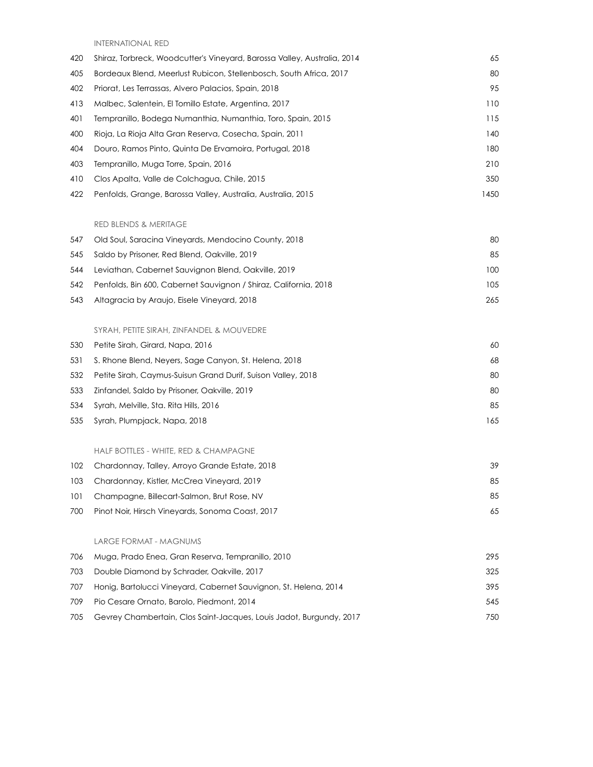## INTERNATIONAL RED

| | | |
|---|---|---|
| 420 | Shiraz, Torbreck, Woodcutter's Vineyard, Barossa Valley, Australia, 2014 | 65 |
| 405 | Bordeaux Blend, Meerlust Rubicon, Stellenbosch, South Africa, 2017 | 80 |
| 402 | Priorat, Les Terrassas, Alvero Palacios, Spain, 2018 | 95 |
| 413 | Malbec, Salentein, El Tomillo Estate, Argentina, 2017 | 110 |
| 401 | Tempranillo, Bodega Numanthia, Numanthia, Toro, Spain, 2015 | 115 |
| 400 | Rioja, La Rioja Alta Gran Reserva, Cosecha, Spain, 2011 | 140 |
| 404 | Douro, Ramos Pinto, Quinta De Ervamoira, Portugal, 2018 | 180 |
| 403 | Tempranillo, Muga Torre, Spain, 2016 | 210 |
| 410 | Clos Apalta, Valle de Colchagua, Chile, 2015 | 350 |
| 422 | Penfolds, Grange, Barossa Valley, Australia, Australia, 2015 | 1450 |

## RED BLENDS & MERITAGE

| | | |
|---|---|---|
| 547 | Old Soul, Saracina Vineyards, Mendocino County, 2018 | 80 |
| 545 | Saldo by Prisoner, Red Blend, Oakville, 2019 | 85 |
| 544 | Leviathan, Cabernet Sauvignon Blend, Oakville, 2019 | 100 |
| 542 | Penfolds, Bin 600, Cabernet Sauvignon / Shiraz, California, 2018 | 105 |
| 543 | Altagracia by Araujo, Eisele Vineyard, 2018 | 265 |

## SYRAH, PETITE SIRAH, ZINFANDEL & MOUVEDRE

| | | |
|---|---|---|
| 530 | Petite Sirah, Girard, Napa, 2016 | 60 |
| 531 | S. Rhone Blend, Neyers, Sage Canyon, St. Helena, 2018 | 68 |
| 532 | Petite Sirah, Caymus-Suisun Grand Durif, Suison Valley, 2018 | 80 |
| 533 | Zinfandel, Saldo by Prisoner, Oakville, 2019 | 80 |
| 534 | Syrah, Melville, Sta. Rita Hills, 2016 | 85 |
| 535 | Syrah, Plumpjack, Napa, 2018 | 165 |

## HALF BOTTLES - WHITE, RED & CHAMPAGNE

| | | |
|---|---|---|
| 102 | Chardonnay, Talley, Arroyo Grande Estate, 2018 | 39 |
| 103 | Chardonnay, Kistler, McCrea Vineyard, 2019 | 85 |
| 101 | Champagne, Billecart-Salmon, Brut Rose, NV | 85 |
| 700 | Pinot Noir, Hirsch Vineyards, Sonoma Coast, 2017 | 65 |

## LARGE FORMAT - MAGNUMS

| | | |
|---|---|---|
| 706 | Muga, Prado Enea, Gran Reserva, Tempranillo, 2010 | 295 |
| 703 | Double Diamond by Schrader, Oakville, 2017 | 325 |
| 707 | Honig, Bartolucci Vineyard, Cabernet Sauvignon, St. Helena, 2014 | 395 |
| 709 | Pio Cesare Ornato, Barolo, Piedmont, 2014 | 545 |
| 705 | Gevrey Chambertain, Clos Saint-Jacques, Louis Jadot, Burgundy, 2017 | 750 |